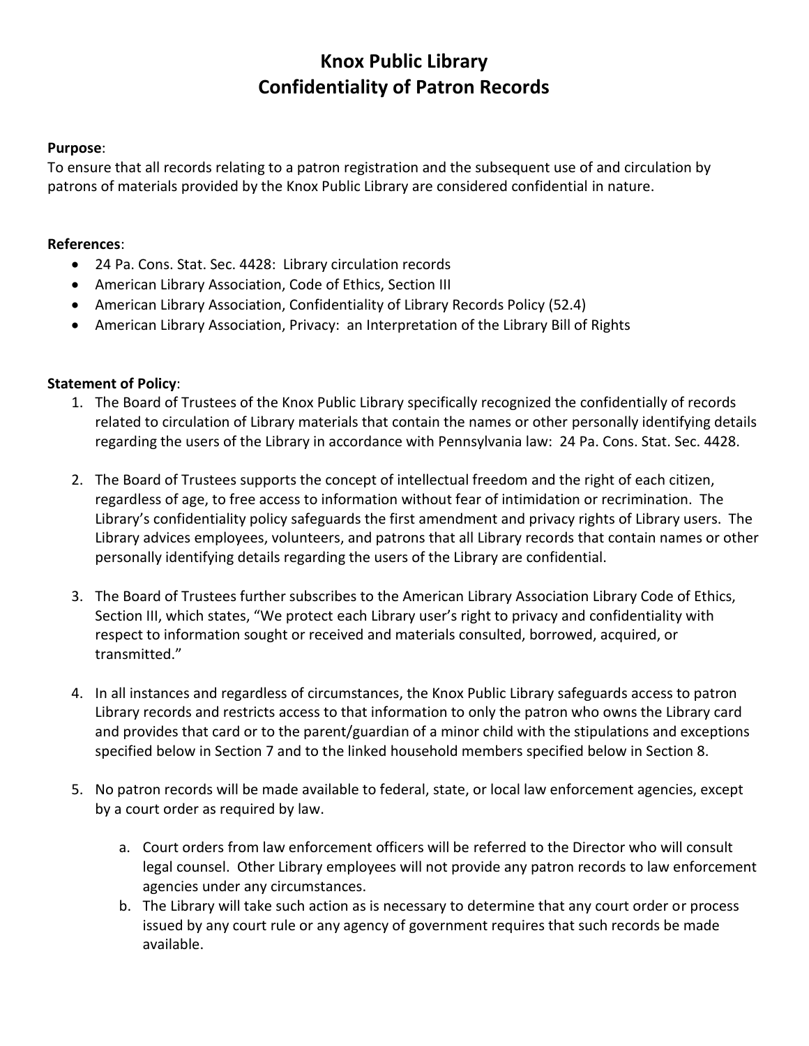# Knox Public Library
# Confidentiality of Patron Records

**Purpose**:
To ensure that all records relating to a patron registration and the subsequent use of and circulation by patrons of materials provided by the Knox Public Library are considered confidential in nature.

**References**:

- 24 Pa. Cons. Stat. Sec. 4428: Library circulation records
- American Library Association, Code of Ethics, Section III
- American Library Association, Confidentiality of Library Records Policy (52.4)
- American Library Association, Privacy: an Interpretation of the Library Bill of Rights

**Statement of Policy**:

1. The Board of Trustees of the Knox Public Library specifically recognized the confidentially of records related to circulation of Library materials that contain the names or other personally identifying details regarding the users of the Library in accordance with Pennsylvania law: 24 Pa. Cons. Stat. Sec. 4428.

2. The Board of Trustees supports the concept of intellectual freedom and the right of each citizen, regardless of age, to free access to information without fear of intimidation or recrimination. The Library's confidentiality policy safeguards the first amendment and privacy rights of Library users. The Library advices employees, volunteers, and patrons that all Library records that contain names or other personally identifying details regarding the users of the Library are confidential.

3. The Board of Trustees further subscribes to the American Library Association Library Code of Ethics, Section III, which states, "We protect each Library user's right to privacy and confidentiality with respect to information sought or received and materials consulted, borrowed, acquired, or transmitted."

4. In all instances and regardless of circumstances, the Knox Public Library safeguards access to patron Library records and restricts access to that information to only the patron who owns the Library card and provides that card or to the parent/guardian of a minor child with the stipulations and exceptions specified below in Section 7 and to the linked household members specified below in Section 8.

5. No patron records will be made available to federal, state, or local law enforcement agencies, except by a court order as required by law.

    a. Court orders from law enforcement officers will be referred to the Director who will consult legal counsel. Other Library employees will not provide any patron records to law enforcement agencies under any circumstances.
    b. The Library will take such action as is necessary to determine that any court order or process issued by any court rule or any agency of government requires that such records be made available.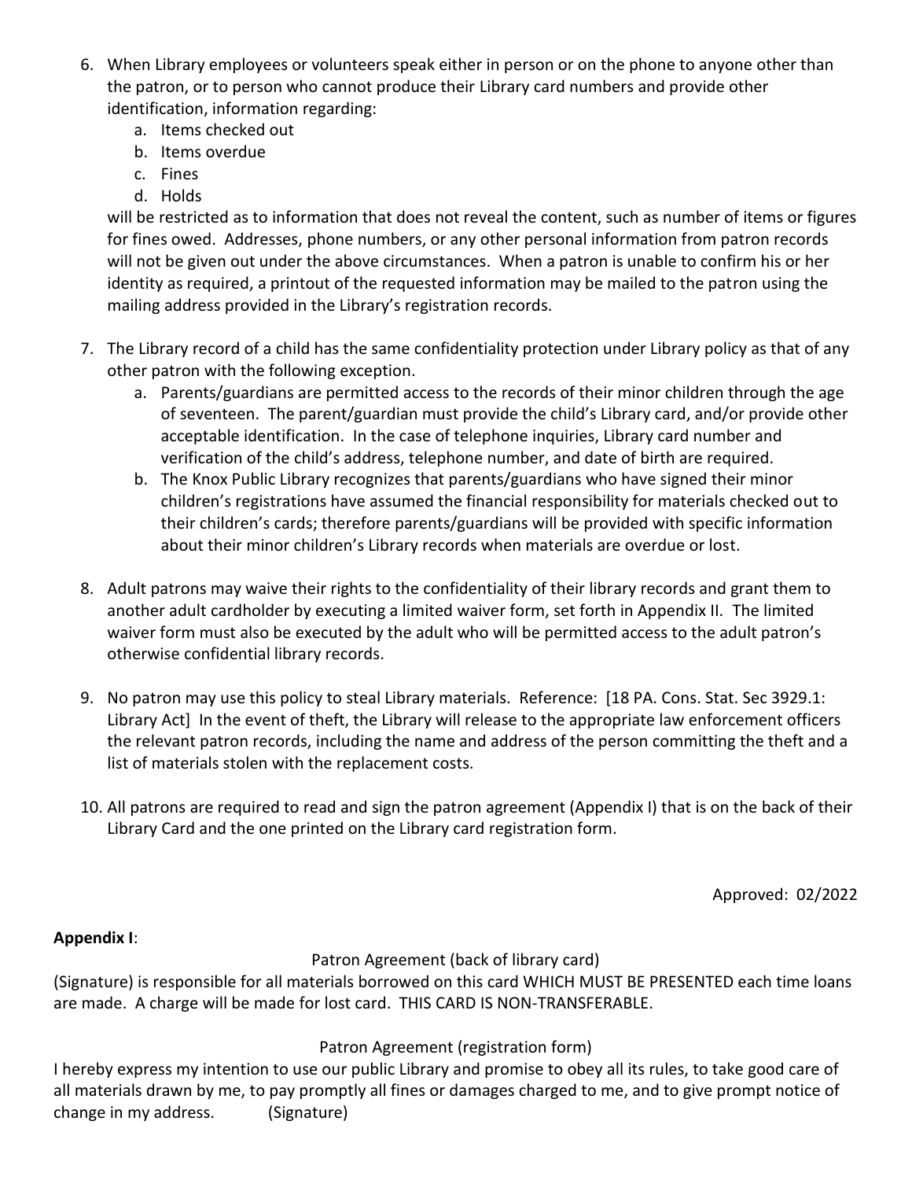6. When Library employees or volunteers speak either in person or on the phone to anyone other than the patron, or to person who cannot produce their Library card numbers and provide other identification, information regarding:
   a. Items checked out
   b. Items overdue
   c. Fines
   d. Holds

   will be restricted as to information that does not reveal the content, such as number of items or figures for fines owed. Addresses, phone numbers, or any other personal information from patron records will not be given out under the above circumstances. When a patron is unable to confirm his or her identity as required, a printout of the requested information may be mailed to the patron using the mailing address provided in the Library's registration records.

7. The Library record of a child has the same confidentiality protection under Library policy as that of any other patron with the following exception.
   a. Parents/guardians are permitted access to the records of their minor children through the age of seventeen. The parent/guardian must provide the child's Library card, and/or provide other acceptable identification. In the case of telephone inquiries, Library card number and verification of the child's address, telephone number, and date of birth are required.
   b. The Knox Public Library recognizes that parents/guardians who have signed their minor children's registrations have assumed the financial responsibility for materials checked out to their children's cards; therefore parents/guardians will be provided with specific information about their minor children's Library records when materials are overdue or lost.

8. Adult patrons may waive their rights to the confidentiality of their library records and grant them to another adult cardholder by executing a limited waiver form, set forth in Appendix II. The limited waiver form must also be executed by the adult who will be permitted access to the adult patron's otherwise confidential library records.

9. No patron may use this policy to steal Library materials. Reference: [18 PA. Cons. Stat. Sec 3929.1: Library Act] In the event of theft, the Library will release to the appropriate law enforcement officers the relevant patron records, including the name and address of the person committing the theft and a list of materials stolen with the replacement costs.

10. All patrons are required to read and sign the patron agreement (Appendix I) that is on the back of their Library Card and the one printed on the Library card registration form.

Approved: 02/2022

**Appendix I**:

Patron Agreement (back of library card)

(Signature) is responsible for all materials borrowed on this card WHICH MUST BE PRESENTED each time loans are made. A charge will be made for lost card. THIS CARD IS NON-TRANSFERABLE.

Patron Agreement (registration form)

I hereby express my intention to use our public Library and promise to obey all its rules, to take good care of all materials drawn by me, to pay promptly all fines or damages charged to me, and to give prompt notice of change in my address. (Signature)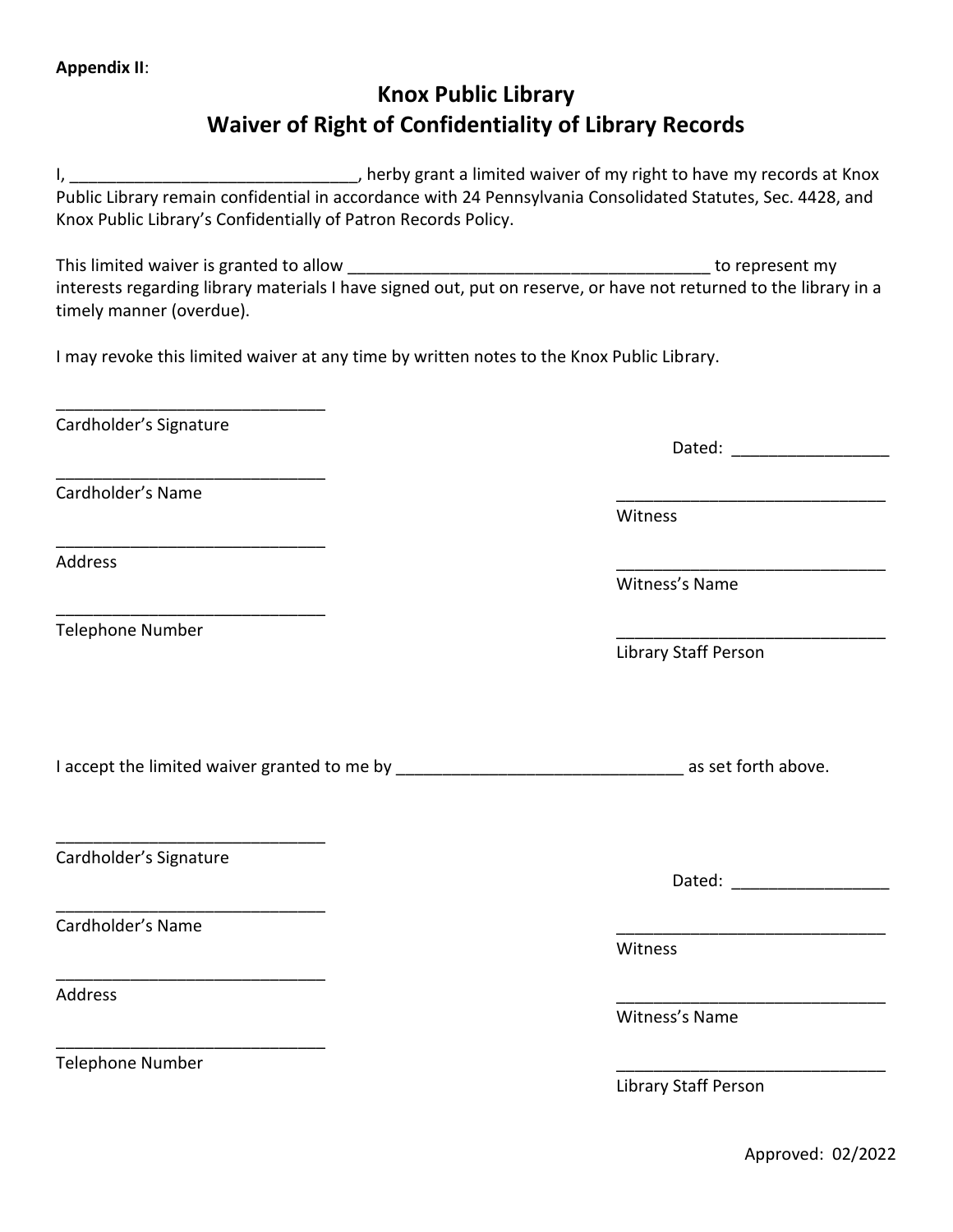**Appendix II**:

## Knox Public Library
## Waiver of Right of Confidentiality of Library Records

I, ______________________________, herby grant a limited waiver of my right to have my records at Knox Public Library remain confidential in accordance with 24 Pennsylvania Consolidated Statutes, Sec. 4428, and Knox Public Library's Confidentially of Patron Records Policy.

This limited waiver is granted to allow ______________________________________ to represent my interests regarding library materials I have signed out, put on reserve, or have not returned to the library in a timely manner (overdue).

I may revoke this limited waiver at any time by written notes to the Knox Public Library.

_____________________________
Cardholder's Signature

Dated: _________________

_____________________________
Cardholder's Name

_____________________________
Witness

_____________________________
Address

_____________________________
Witness's Name

_____________________________
Telephone Number

_____________________________
Library Staff Person

I accept the limited waiver granted to me by ______________________________ as set forth above.

_____________________________
Cardholder's Signature

Dated: _________________

_____________________________
Cardholder's Name

_____________________________
Witness

_____________________________
Address

_____________________________
Witness's Name

_____________________________
Telephone Number

_____________________________
Library Staff Person

Approved: 02/2022